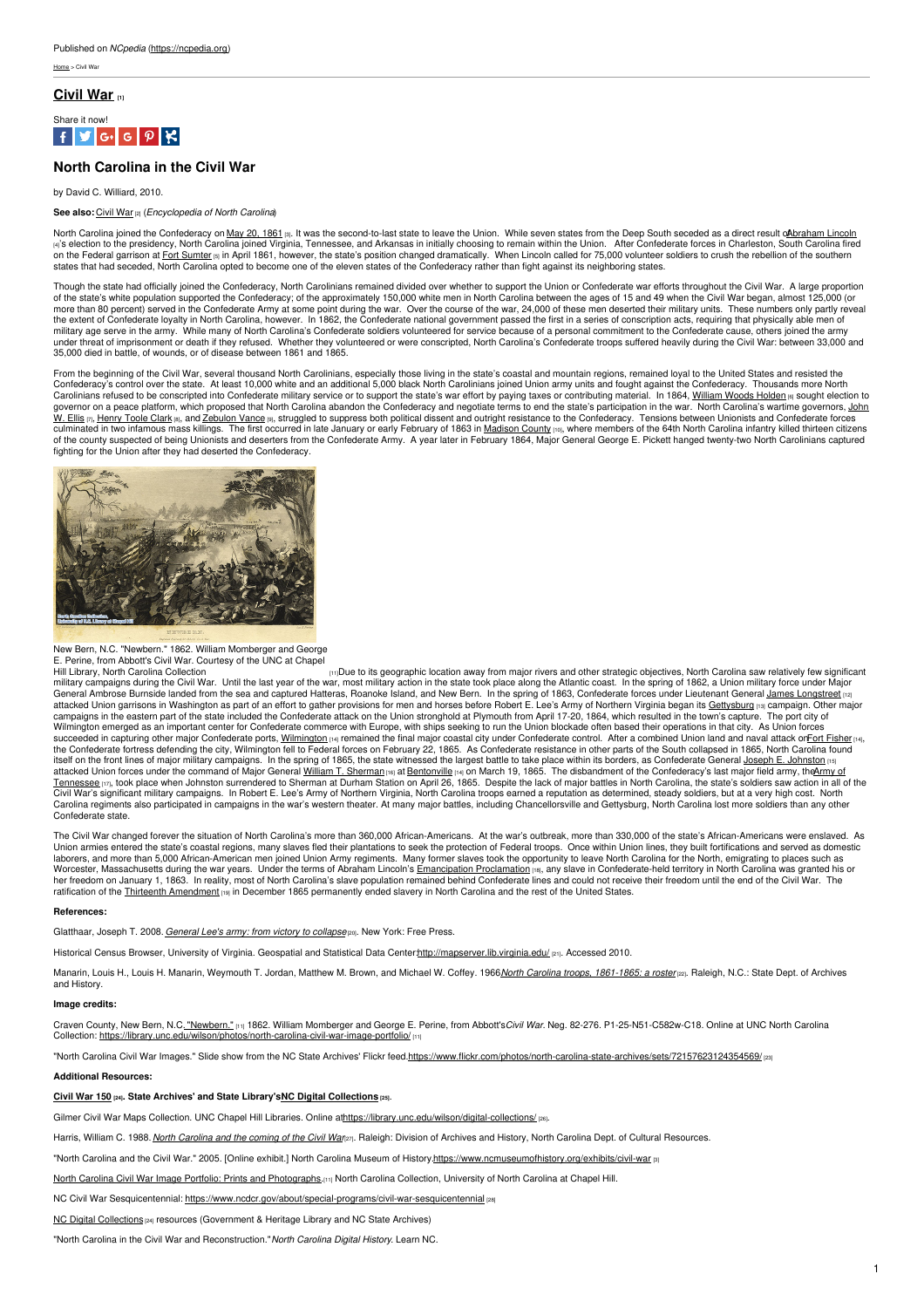Published on *NCpedia* (https://ncpedia.org)

Home > Civil War

# Civil War [1]

Share it now!

## North Carolina in the Civil War

by David C. Williard, 2010.

**See also:** Civil War [2] (*Encyclopedia of North Carolina*)

North Carolina joined the Confederacy on May 20, 1861 [3]. It was the second-to-last state to leave the Union. While seven states from the Deep South seceded as a direct result of Abraham Lincoln [4]'s election to the presidency, North Carolina joined Virginia, Tennessee, and Arkansas in initially choosing to remain within the Union. After Confederate forces in Charleston, South Carolina fired on the Federal garrison at Fort Sumter [5] in April 1861, however, the state's position changed dramatically. When Lincoln called for 75,000 volunteer soldiers to crush the rebellion of the southern states that had seceded, North Carolina opted to become one of the eleven states of the Confederacy rather than fight against its neighboring states.

Though the state had officially joined the Confederacy, North Carolinians remained divided over whether to support the Union or Confederate war efforts throughout the Civil War. A large proportion of the state's white population supported the Confederacy; of the approximately 150,000 white men in North Carolina between the ages of 15 and 49 when the Civil War began, almost 125,000 (or more than 80 percent) served in the Confederate Army at some point during the war. Over the course of the war, 24,000 of these men deserted their military units. These numbers only partly reveal the extent of Confederate loyalty in North Carolina, however. In 1862, the Confederate national government passed the first in a series of conscription acts, requiring that physically able men of military age serve in the army. While many of North Carolina's Confederate soldiers volunteered for service because of a personal commitment to the Confederate cause, others joined the army under threat of imprisonment or death if they refused. Whether they volunteered or were conscripted, North Carolina's Confederate troops suffered heavily during the Civil War: between 33,000 and 35,000 died in battle, of wounds, or of disease between 1861 and 1865.

From the beginning of the Civil War, several thousand North Carolinians, especially those living in the state's coastal and mountain regions, remained loyal to the United States and resisted the Confederacy's control over the state. At least 10,000 white and an additional 5,000 black North Carolinians joined Union army units and fought against the Confederacy. Thousands more North Carolinians refused to be conscripted into Confederate military service or to support the state's war effort by paying taxes or contributing material. In 1864, William Woods Holden [6] sought election to governor on a peace platform, which proposed that North Carolina abandon the Confederacy and negotiate terms to end the state's participation in the war. North Carolina's wartime governors, John W. Ellis [7], Henry Toole Clark [8], and Zebulon Vance [9], struggled to suppress both political dissent and outright resistance to the Confederacy. Tensions between Unionists and Confederate forces culminated in two infamous mass killings. The first occurred in late January or early February of 1863 in Madison County [10], where members of the 64th North Carolina infantry killed thirteen citizens of the county suspected of being Unionists and deserters from the Confederate Army. A year later in February 1864, Major General George E. Pickett hanged twenty-two North Carolinians captured fighting for the Union after they had deserted the Confederacy.

New Bern, N.C. "Newbern." 1862. William Momberger and George E. Perine, from Abbott's Civil War. Courtesy of the UNC at Chapel Hill Library, North Carolina Collection [11]

Due to its geographic location away from major rivers and other strategic objectives, North Carolina saw relatively few significant military campaigns during the Civil War. Until the last year of the war, most military action in the state took place along the Atlantic coast. In the spring of 1862, a Union military force under Major General Ambrose Burnside landed from the sea and captured Hatteras, Roanoke Island, and New Bern. In the spring of 1863, Confederate forces under Lieutenant General James Longstreet [12] attacked Union garrisons in Washington as part of an effort to gather provisions for men and horses before Robert E. Lee's Army of Northern Virginia began its Gettysburg [13] campaign. Other major campaigns in the eastern part of the state included the Confederate attack on the Union stronghold at Plymouth from April 17-20, 1864, which resulted in the town's capture. The port city of Wilmington emerged as an important center for Confederate commerce with Europe, with ships seeking to run the Union blockade often based their operations in that city. As Union forces succeeded in capturing other major Confederate ports, Wilmington [14] remained the final major coastal city under Confederate control. After a combined Union land and naval attack on Fort Fisher [14], the Confederate fortress defending the city, Wilmington fell to Federal forces on February 22, 1865. As Confederate resistance in other parts of the South collapsed in 1865, North Carolina found itself on the front lines of major military campaigns. In the spring of 1865, the state witnessed the largest battle to take place within its borders, as Confederate General Joseph E. Johnston [15] attacked Union forces under the command of Major General William T. Sherman [16] at Bentonville [14] on March 19, 1865. The disbandment of the Confederacy's last major field army, the Army of Tennessee [17], took place when Johnston surrendered to Sherman at Durham Station on April 26, 1865. Despite the lack of major battles in North Carolina, the state's soldiers saw action in all of the Civil War's significant military campaigns. In Robert E. Lee's Army of Northern Virginia, North Carolina troops earned a reputation as determined, steady soldiers, but at a very high cost. North Carolina regiments also participated in campaigns in the war's western theater. At many major battles, including Chancellorsville and Gettysburg, North Carolina lost more soldiers than any other Confederate state.

The Civil War changed forever the situation of North Carolina's more than 360,000 African-Americans. At the war's outbreak, more than 330,000 of the state's African-Americans were enslaved. As Union armies entered the state's coastal regions, many slaves fled their plantations to seek the protection of Federal troops. Once within Union lines, they built fortifications and served as domestic laborers, and more than 5,000 African-American men joined Union Army regiments. Many former slaves took the opportunity to leave North Carolina for the North, emigrating to places such as Worcester, Massachusetts during the war years. Under the terms of Abraham Lincoln's Emancipation Proclamation [18], any slave in Confederate-held territory in North Carolina was granted his or her freedom on January 1, 1863. In reality, most of North Carolina's slave population remained behind Confederate lines and could not receive their freedom until the end of the Civil War. The ratification of the Thirteenth Amendment [19] in December 1865 permanently ended slavery in North Carolina and the rest of the United States.

### References:

Glatthaar, Joseph T. 2008. *General Lee's army: from victory to collapse* [20]. New York: Free Press.

Historical Census Browser, University of Virginia. Geospatial and Statistical Data Center: http://mapserver.lib.virginia.edu/ [21]. Accessed 2010.

Manarin, Louis H., Louis H. Manarin, Weymouth T. Jordan, Matthew M. Brown, and Michael W. Coffey. 1966. *North Carolina troops, 1861-1865: a roster* [22]. Raleigh, N.C.: State Dept. of Archives and History.

### Image credits:

Craven County, New Bern, N.C. "Newbern." [11] 1862. William Momberger and George E. Perine, from Abbott's *Civil War*. Neg. 82-276. P1-25-N51-C582w-C18. Online at UNC North Carolina Collection: https://library.unc.edu/wilson/photos/north-carolina-civil-war-image-portfolio/ [11]

"North Carolina Civil War Images." Slide show from the NC State Archives' Flickr feed. https://www.flickr.com/photos/north-carolina-state-archives/sets/72157623124354569/ [23]

### Additional Resources:

**Civil War 150 [24]. State Archives' and State Library's NC Digital Collections [25].**

Gilmer Civil War Maps Collection. UNC Chapel Hill Libraries. Online at https://library.unc.edu/wilson/digital-collections/ [26].

Harris, William C. 1988. *North Carolina and the coming of the Civil War* [27]. Raleigh: Division of Archives and History, North Carolina Dept. of Cultural Resources.

"North Carolina and the Civil War." 2005. [Online exhibit.] North Carolina Museum of History. https://www.ncmuseumofhistory.org/exhibits/civil-war [3]

North Carolina Civil War Image Portfolio: Prints and Photographs. [11] North Carolina Collection, University of North Carolina at Chapel Hill.

NC Civil War Sesquicentennial: https://www.ncdcr.gov/about/special-programs/civil-war-sesquicentennial [28]

NC Digital Collections [24] resources (Government & Heritage Library and NC State Archives)

"North Carolina in the Civil War and Reconstruction." *North Carolina Digital History*. Learn NC.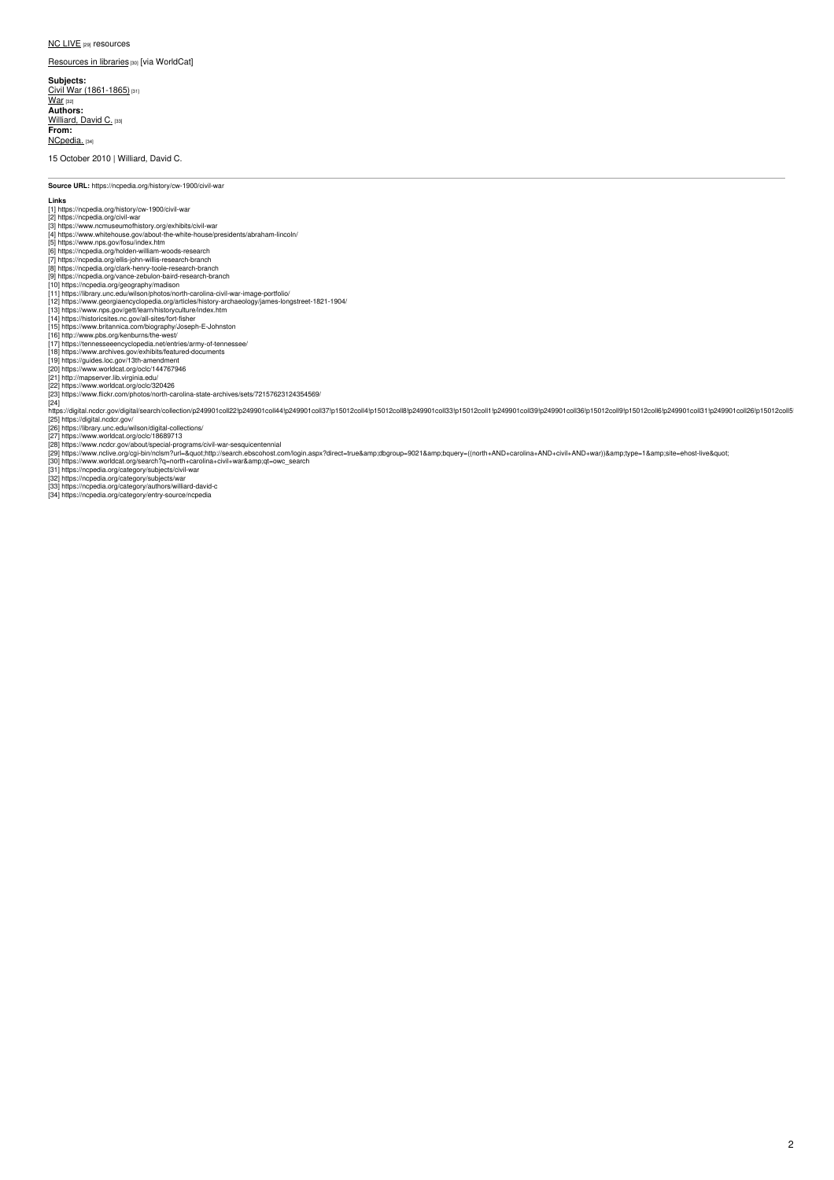NC LIVE [29] resources

Resources in libraries [30] [via WorldCat]

**Subjects:**
Civil War (1861-1865) [31]
War [32]
**Authors:**
Williard, David C. [33]
**From:**
NCpedia. [34]

15 October 2010 | Williard, David C.

**Source URL:** https://ncpedia.org/history/cw-1900/civil-war

**Links**
[1] https://ncpedia.org/history/cw-1900/civil-war
[2] https://ncpedia.org/civil-war
[3] https://www.ncmuseumofhistory.org/exhibits/civil-war
[4] https://www.whitehouse.gov/about-the-white-house/presidents/abraham-lincoln/
[5] https://www.nps.gov/fosu/index.htm
[6] https://ncpedia.org/holden-william-woods-research
[7] https://ncpedia.org/ellis-john-willis-research-branch
[8] https://ncpedia.org/clark-henry-toole-research-branch
[9] https://ncpedia.org/vance-zebulon-baird-research-branch
[10] https://ncpedia.org/geography/madison
[11] https://library.unc.edu/wilson/photos/north-carolina-civil-war-image-portfolio/
[12] https://www.georgiaencyclopedia.org/articles/history-archaeology/james-longstreet-1821-1904/
[13] https://www.nps.gov/gett/learn/historyculture/index.htm
[14] https://historicsites.nc.gov/all-sites/fort-fisher
[15] https://www.britannica.com/biography/Joseph-E-Johnston
[16] http://www.pbs.org/kenburns/the-west/
[17] https://tennesseeencyclopedia.net/entries/army-of-tennessee/
[18] https://www.archives.gov/exhibits/featured-documents
[19] https://guides.loc.gov/13th-amendment
[20] https://www.worldcat.org/oclc/144767946
[21] http://mapserver.lib.virginia.edu/
[22] https://www.worldcat.org/oclc/320426
[23] https://www.flickr.com/photos/north-carolina-state-archives/sets/72157623124354569/
[24]
https://digital.ncdcr.gov/digital/search/collection/p249901coll22!p249901coll44!p249901coll37!p15012coll4!p15012coll8!p249901coll33!p15012coll1!p249901coll39!p249901coll36!p15012coll9!p15012coll6!p249901coll31!p249901coll26!p15012coll5
[25] https://digital.ncdcr.gov/
[26] https://library.unc.edu/wilson/digital-collections/
[27] https://www.worldcat.org/oclc/18689713
[28] https://www.ncdcr.gov/about/special-programs/civil-war-sesquicentennial
[29] https://www.nclive.org/cgi-bin/nclsm?url=&quot;http://search.ebscohost.com/login.aspx?direct=true&amp;dbgroup=9021&amp;bquery=((north+AND+carolina+AND+civil+AND+war))&amp;type=1&amp;site=ehost-live&quot;
[30] https://www.worldcat.org/search?q=north+carolina+civil+war&amp;qt=owc_search
[31] https://ncpedia.org/category/subjects/civil-war
[32] https://ncpedia.org/category/subjects/war
[33] https://ncpedia.org/category/authors/williard-david-c
[34] https://ncpedia.org/category/entry-source/ncpedia